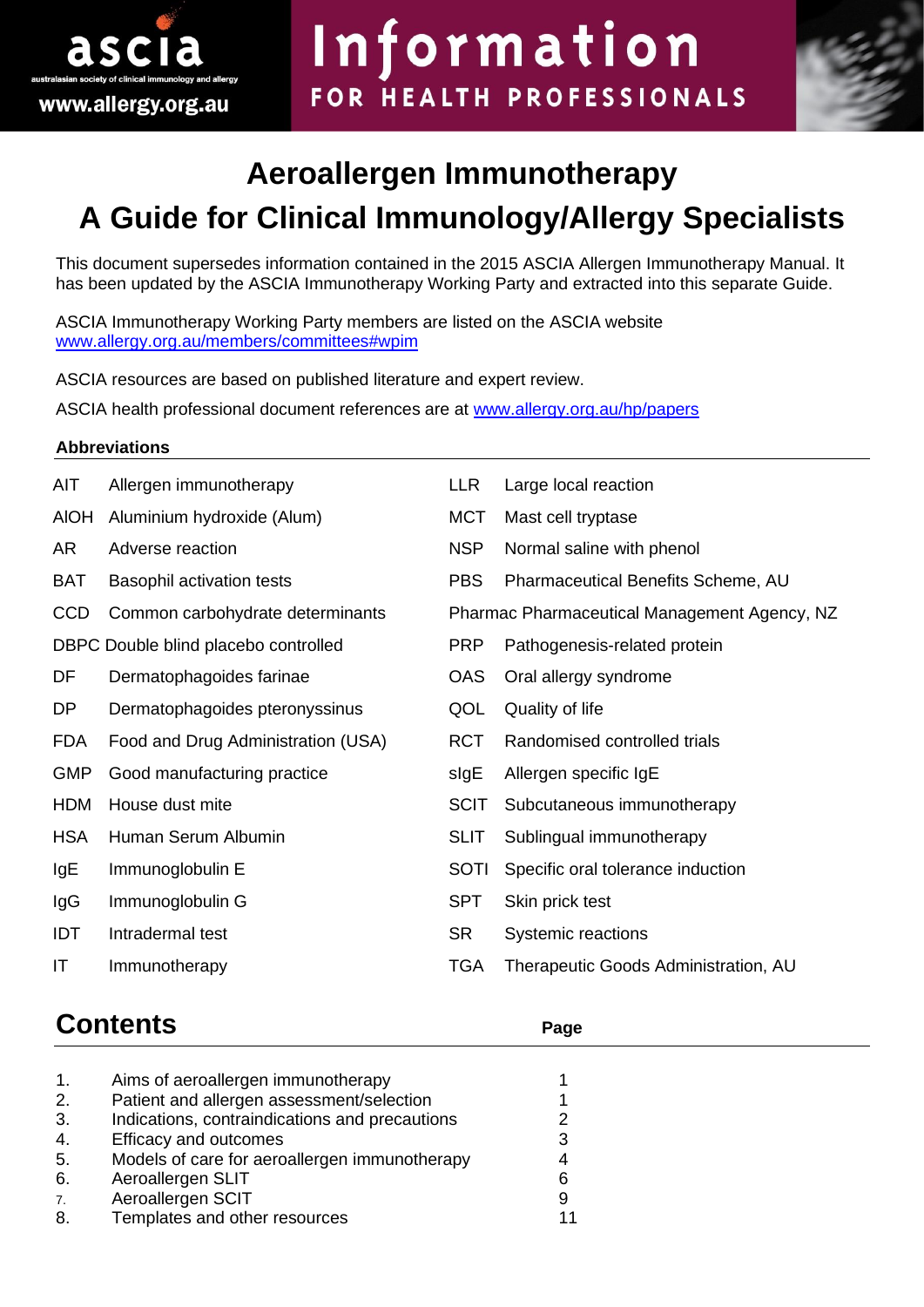ascia
australasian society of clinical immunology and allergy
www.allergy.org.au

Information
FOR HEALTH PROFESSIONALS

# Aeroallergen Immunotherapy
# A Guide for Clinical Immunology/Allergy Specialists

This document supersedes information contained in the 2015 ASCIA Allergen Immunotherapy Manual. It has been updated by the ASCIA Immunotherapy Working Party and extracted into this separate Guide.

ASCIA Immunotherapy Working Party members are listed on the ASCIA website [www.allergy.org.au/members/committees#wpim](www.allergy.org.au/members/committees#wpim)

ASCIA resources are based on published literature and expert review.

ASCIA health professional document references are at [www.allergy.org.au/hp/papers](www.allergy.org.au/hp/papers)

**Abbreviations**

| | | | |
|---|---|---|---|
| AIT | Allergen immunotherapy | LLR | Large local reaction |
| AlOH | Aluminium hydroxide (Alum) | MCT | Mast cell tryptase |
| AR | Adverse reaction | NSP | Normal saline with phenol |
| BAT | Basophil activation tests | PBS | Pharmaceutical Benefits Scheme, AU |
| CCD | Common carbohydrate determinants | Pharmac | Pharmaceutical Management Agency, NZ |
| DBPC | Double blind placebo controlled | PRP | Pathogenesis-related protein |
| DF | Dermatophagoides farinae | OAS | Oral allergy syndrome |
| DP | Dermatophagoides pteronyssinus | QOL | Quality of life |
| FDA | Food and Drug Administration (USA) | RCT | Randomised controlled trials |
| GMP | Good manufacturing practice | sIgE | Allergen specific IgE |
| HDM | House dust mite | SCIT | Subcutaneous immunotherapy |
| HSA | Human Serum Albumin | SLIT | Sublingual immunotherapy |
| IgE | Immunoglobulin E | SOTI | Specific oral tolerance induction |
| IgG | Immunoglobulin G | SPT | Skin prick test |
| IDT | Intradermal test | SR | Systemic reactions |
| IT | Immunotherapy | TGA | Therapeutic Goods Administration, AU |

## Contents

| | | Page |
|---|---|---|
| 1. | Aims of aeroallergen immunotherapy | 1 |
| 2. | Patient and allergen assessment/selection | 1 |
| 3. | Indications, contraindications and precautions | 2 |
| 4. | Efficacy and outcomes | 3 |
| 5. | Models of care for aeroallergen immunotherapy | 4 |
| 6. | Aeroallergen SLIT | 6 |
| 7. | Aeroallergen SCIT | 9 |
| 8. | Templates and other resources | 11 |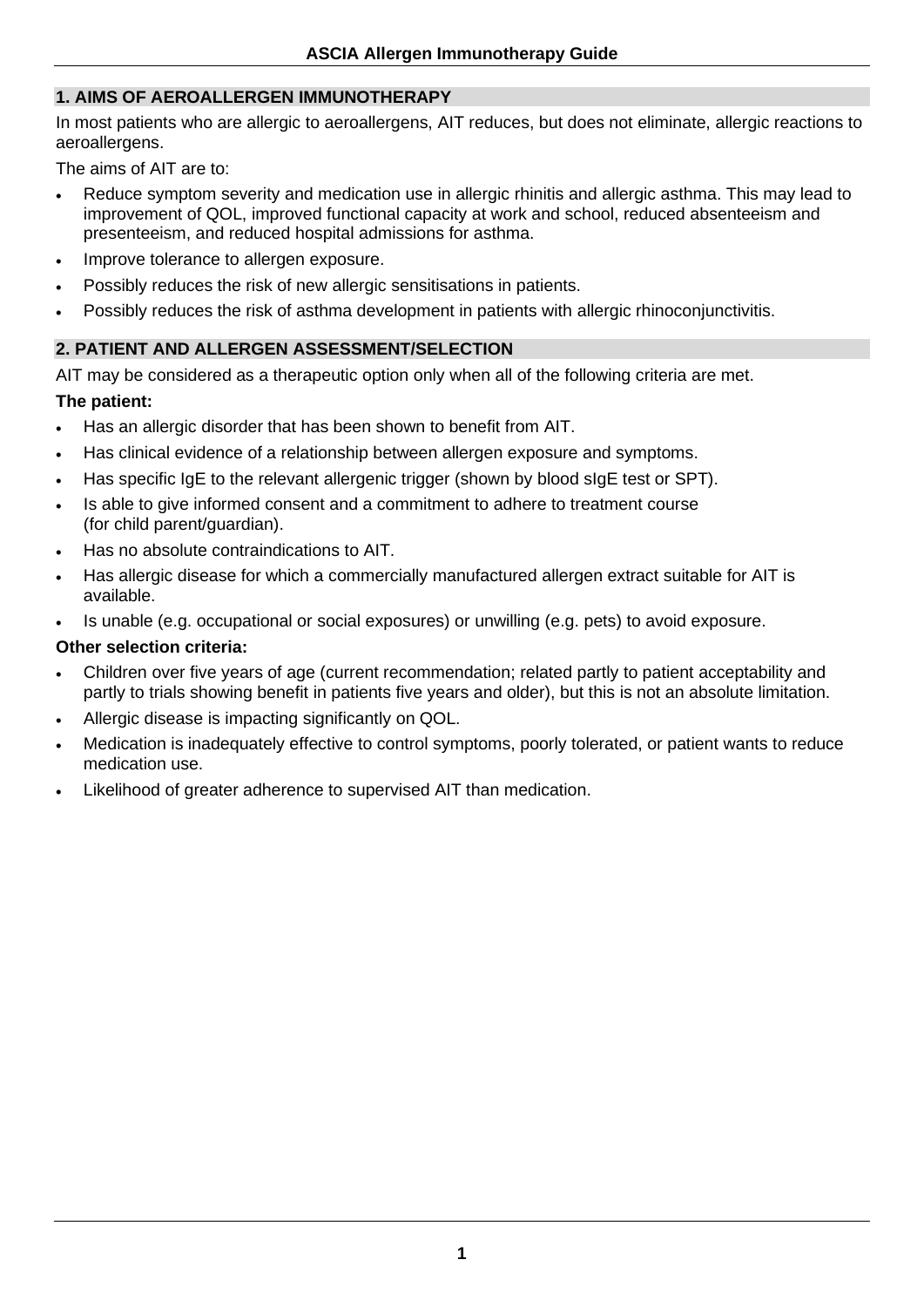## 1. AIMS OF AEROALLERGEN IMMUNOTHERAPY

In most patients who are allergic to aeroallergens, AIT reduces, but does not eliminate, allergic reactions to aeroallergens.

The aims of AIT are to:

- Reduce symptom severity and medication use in allergic rhinitis and allergic asthma. This may lead to improvement of QOL, improved functional capacity at work and school, reduced absenteeism and presenteeism, and reduced hospital admissions for asthma.
- Improve tolerance to allergen exposure.
- Possibly reduces the risk of new allergic sensitisations in patients.
- Possibly reduces the risk of asthma development in patients with allergic rhinoconjunctivitis.

## 2. PATIENT AND ALLERGEN ASSESSMENT/SELECTION

AIT may be considered as a therapeutic option only when all of the following criteria are met.

**The patient:**

- Has an allergic disorder that has been shown to benefit from AIT.
- Has clinical evidence of a relationship between allergen exposure and symptoms.
- Has specific IgE to the relevant allergenic trigger (shown by blood sIgE test or SPT).
- Is able to give informed consent and a commitment to adhere to treatment course (for child parent/guardian).
- Has no absolute contraindications to AIT.
- Has allergic disease for which a commercially manufactured allergen extract suitable for AIT is available.
- Is unable (e.g. occupational or social exposures) or unwilling (e.g. pets) to avoid exposure.

**Other selection criteria:**

- Children over five years of age (current recommendation; related partly to patient acceptability and partly to trials showing benefit in patients five years and older), but this is not an absolute limitation.
- Allergic disease is impacting significantly on QOL.
- Medication is inadequately effective to control symptoms, poorly tolerated, or patient wants to reduce medication use.
- Likelihood of greater adherence to supervised AIT than medication.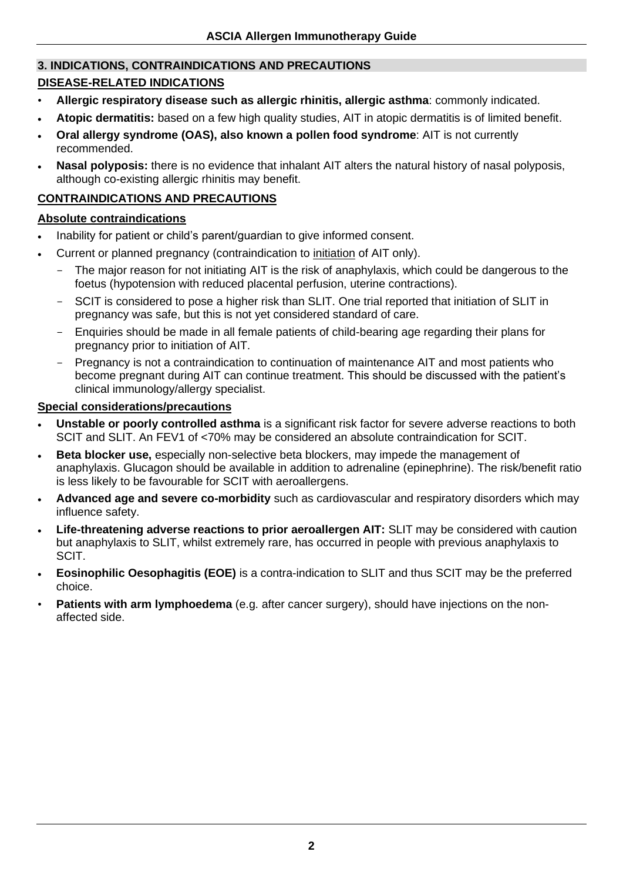## 3. INDICATIONS, CONTRAINDICATIONS AND PRECAUTIONS

### DISEASE-RELATED INDICATIONS

- **Allergic respiratory disease such as allergic rhinitis, allergic asthma**: commonly indicated.
- **Atopic dermatitis:** based on a few high quality studies, AIT in atopic dermatitis is of limited benefit.
- **Oral allergy syndrome (OAS), also known a pollen food syndrome**: AIT is not currently recommended.
- **Nasal polyposis:** there is no evidence that inhalant AIT alters the natural history of nasal polyposis, although co-existing allergic rhinitis may benefit.

### CONTRAINDICATIONS AND PRECAUTIONS

#### Absolute contraindications

- Inability for patient or child's parent/guardian to give informed consent.
- Current or planned pregnancy (contraindication to initiation of AIT only).
  - The major reason for not initiating AIT is the risk of anaphylaxis, which could be dangerous to the foetus (hypotension with reduced placental perfusion, uterine contractions).
  - SCIT is considered to pose a higher risk than SLIT. One trial reported that initiation of SLIT in pregnancy was safe, but this is not yet considered standard of care.
  - Enquiries should be made in all female patients of child-bearing age regarding their plans for pregnancy prior to initiation of AIT.
  - Pregnancy is not a contraindication to continuation of maintenance AIT and most patients who become pregnant during AIT can continue treatment. This should be discussed with the patient's clinical immunology/allergy specialist.

#### Special considerations/precautions

- **Unstable or poorly controlled asthma** is a significant risk factor for severe adverse reactions to both SCIT and SLIT. An FEV1 of <70% may be considered an absolute contraindication for SCIT.
- **Beta blocker use,** especially non-selective beta blockers, may impede the management of anaphylaxis. Glucagon should be available in addition to adrenaline (epinephrine). The risk/benefit ratio is less likely to be favourable for SCIT with aeroallergens.
- **Advanced age and severe co-morbidity** such as cardiovascular and respiratory disorders which may influence safety.
- **Life-threatening adverse reactions to prior aeroallergen AIT:** SLIT may be considered with caution but anaphylaxis to SLIT, whilst extremely rare, has occurred in people with previous anaphylaxis to SCIT.
- **Eosinophilic Oesophagitis (EOE)** is a contra-indication to SLIT and thus SCIT may be the preferred choice.
- **Patients with arm lymphoedema** (e.g. after cancer surgery), should have injections on the non-affected side.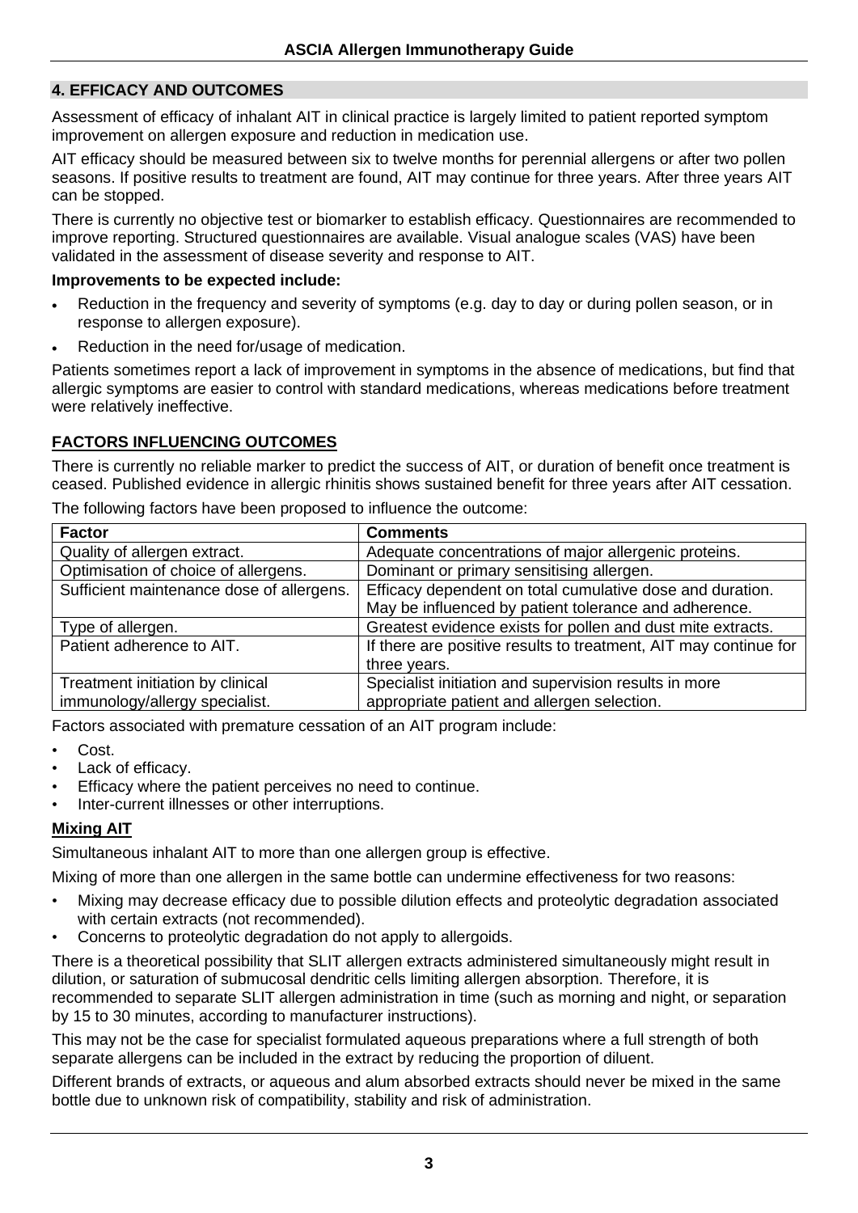## 4. EFFICACY AND OUTCOMES

Assessment of efficacy of inhalant AIT in clinical practice is largely limited to patient reported symptom improvement on allergen exposure and reduction in medication use.

AIT efficacy should be measured between six to twelve months for perennial allergens or after two pollen seasons. If positive results to treatment are found, AIT may continue for three years. After three years AIT can be stopped.

There is currently no objective test or biomarker to establish efficacy. Questionnaires are recommended to improve reporting. Structured questionnaires are available. Visual analogue scales (VAS) have been validated in the assessment of disease severity and response to AIT.

**Improvements to be expected include:**

- Reduction in the frequency and severity of symptoms (e.g. day to day or during pollen season, or in response to allergen exposure).
- Reduction in the need for/usage of medication.

Patients sometimes report a lack of improvement in symptoms in the absence of medications, but find that allergic symptoms are easier to control with standard medications, whereas medications before treatment were relatively ineffective.

### FACTORS INFLUENCING OUTCOMES

There is currently no reliable marker to predict the success of AIT, or duration of benefit once treatment is ceased. Published evidence in allergic rhinitis shows sustained benefit for three years after AIT cessation.

The following factors have been proposed to influence the outcome:

| Factor | Comments |
|---|---|
| Quality of allergen extract. | Adequate concentrations of major allergenic proteins. |
| Optimisation of choice of allergens. | Dominant or primary sensitising allergen. |
| Sufficient maintenance dose of allergens. | Efficacy dependent on total cumulative dose and duration. May be influenced by patient tolerance and adherence. |
| Type of allergen. | Greatest evidence exists for pollen and dust mite extracts. |
| Patient adherence to AIT. | If there are positive results to treatment, AIT may continue for three years. |
| Treatment initiation by clinical immunology/allergy specialist. | Specialist initiation and supervision results in more appropriate patient and allergen selection. |

Factors associated with premature cessation of an AIT program include:

- Cost.
- Lack of efficacy.
- Efficacy where the patient perceives no need to continue.
- Inter-current illnesses or other interruptions.

### Mixing AIT

Simultaneous inhalant AIT to more than one allergen group is effective.

Mixing of more than one allergen in the same bottle can undermine effectiveness for two reasons:

- Mixing may decrease efficacy due to possible dilution effects and proteolytic degradation associated with certain extracts (not recommended).
- Concerns to proteolytic degradation do not apply to allergoids.

There is a theoretical possibility that SLIT allergen extracts administered simultaneously might result in dilution, or saturation of submucosal dendritic cells limiting allergen absorption. Therefore, it is recommended to separate SLIT allergen administration in time (such as morning and night, or separation by 15 to 30 minutes, according to manufacturer instructions).

This may not be the case for specialist formulated aqueous preparations where a full strength of both separate allergens can be included in the extract by reducing the proportion of diluent.

Different brands of extracts, or aqueous and alum absorbed extracts should never be mixed in the same bottle due to unknown risk of compatibility, stability and risk of administration.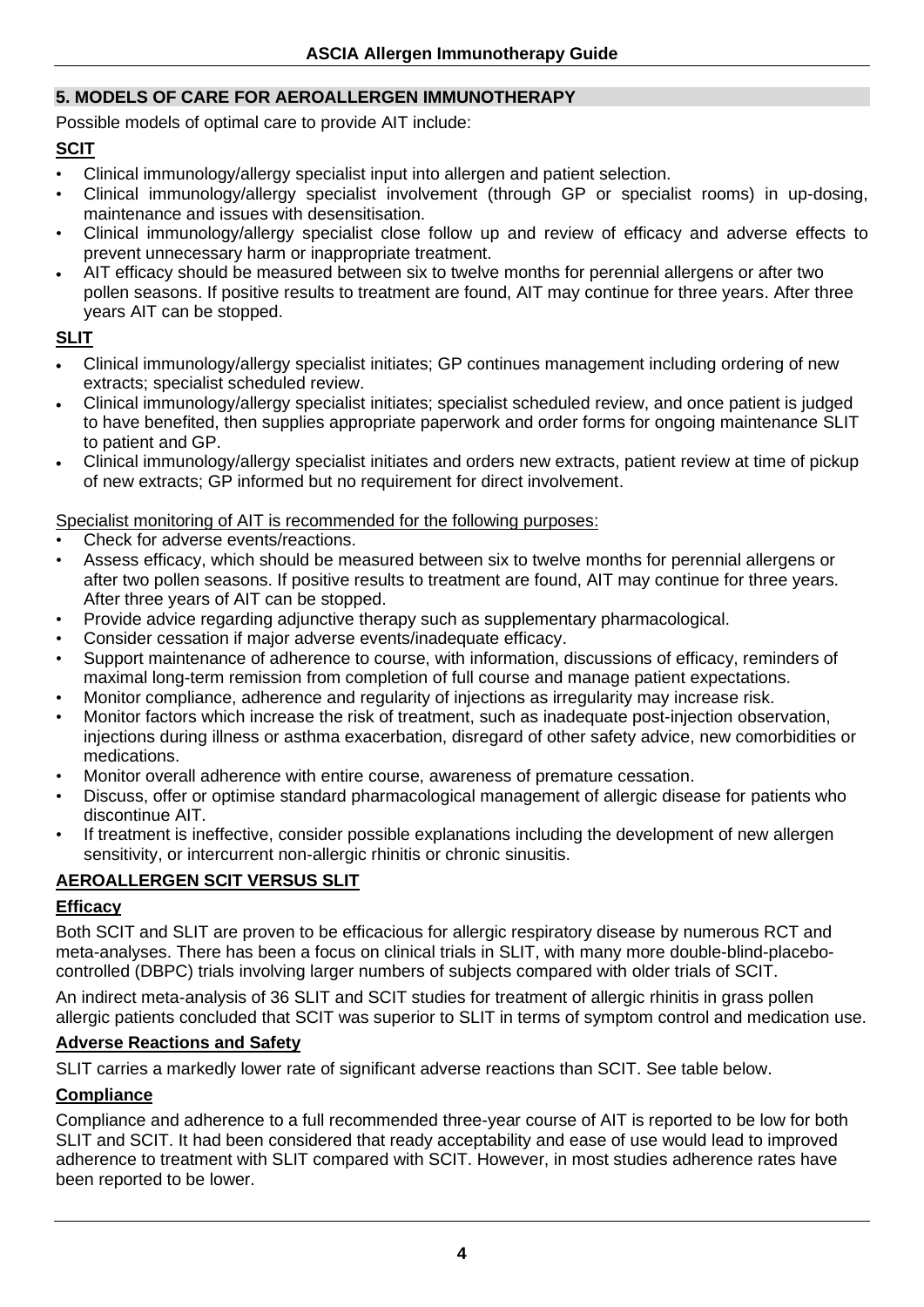## 5. MODELS OF CARE FOR AEROALLERGEN IMMUNOTHERAPY

Possible models of optimal care to provide AIT include:

### SCIT

- Clinical immunology/allergy specialist input into allergen and patient selection.
- Clinical immunology/allergy specialist involvement (through GP or specialist rooms) in up-dosing, maintenance and issues with desensitisation.
- Clinical immunology/allergy specialist close follow up and review of efficacy and adverse effects to prevent unnecessary harm or inappropriate treatment.
- AIT efficacy should be measured between six to twelve months for perennial allergens or after two pollen seasons. If positive results to treatment are found, AIT may continue for three years. After three years AIT can be stopped.

### SLIT

- Clinical immunology/allergy specialist initiates; GP continues management including ordering of new extracts; specialist scheduled review.
- Clinical immunology/allergy specialist initiates; specialist scheduled review, and once patient is judged to have benefited, then supplies appropriate paperwork and order forms for ongoing maintenance SLIT to patient and GP.
- Clinical immunology/allergy specialist initiates and orders new extracts, patient review at time of pickup of new extracts; GP informed but no requirement for direct involvement.

Specialist monitoring of AIT is recommended for the following purposes:

- Check for adverse events/reactions.
- Assess efficacy, which should be measured between six to twelve months for perennial allergens or after two pollen seasons. If positive results to treatment are found, AIT may continue for three years. After three years of AIT can be stopped.
- Provide advice regarding adjunctive therapy such as supplementary pharmacological.
- Consider cessation if major adverse events/inadequate efficacy.
- Support maintenance of adherence to course, with information, discussions of efficacy, reminders of maximal long-term remission from completion of full course and manage patient expectations.
- Monitor compliance, adherence and regularity of injections as irregularity may increase risk.
- Monitor factors which increase the risk of treatment, such as inadequate post-injection observation, injections during illness or asthma exacerbation, disregard of other safety advice, new comorbidities or medications.
- Monitor overall adherence with entire course, awareness of premature cessation.
- Discuss, offer or optimise standard pharmacological management of allergic disease for patients who discontinue AIT.
- If treatment is ineffective, consider possible explanations including the development of new allergen sensitivity, or intercurrent non-allergic rhinitis or chronic sinusitis.

### AEROALLERGEN SCIT VERSUS SLIT

#### Efficacy

Both SCIT and SLIT are proven to be efficacious for allergic respiratory disease by numerous RCT and meta-analyses. There has been a focus on clinical trials in SLIT, with many more double-blind-placebo-controlled (DBPC) trials involving larger numbers of subjects compared with older trials of SCIT.

An indirect meta-analysis of 36 SLIT and SCIT studies for treatment of allergic rhinitis in grass pollen allergic patients concluded that SCIT was superior to SLIT in terms of symptom control and medication use.

#### Adverse Reactions and Safety

SLIT carries a markedly lower rate of significant adverse reactions than SCIT. See table below.

#### Compliance

Compliance and adherence to a full recommended three-year course of AIT is reported to be low for both SLIT and SCIT. It had been considered that ready acceptability and ease of use would lead to improved adherence to treatment with SLIT compared with SCIT. However, in most studies adherence rates have been reported to be lower.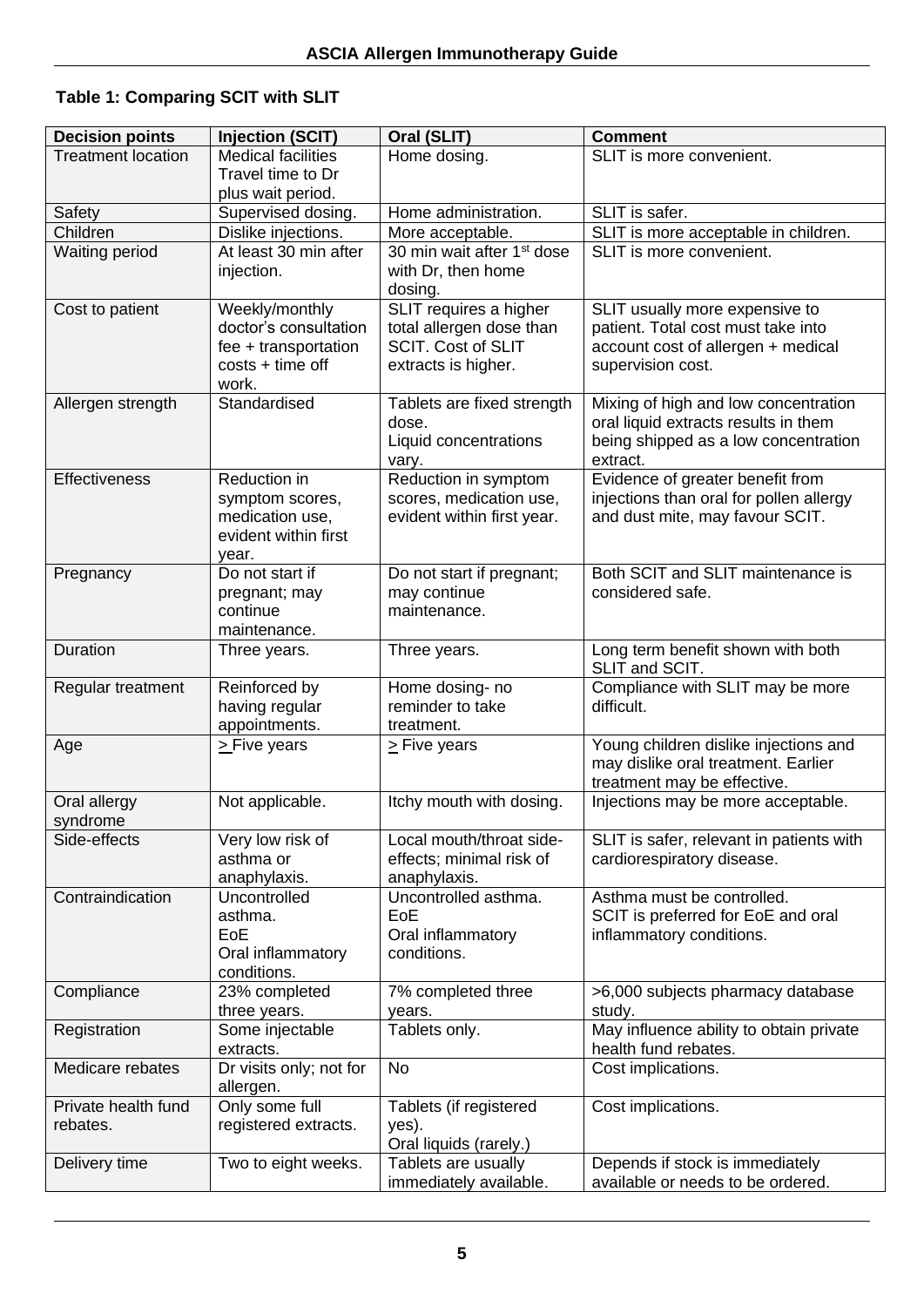**Table 1: Comparing SCIT with SLIT**

| Decision points | Injection (SCIT) | Oral (SLIT) | Comment |
|---|---|---|---|
| Treatment location | Medical facilities Travel time to Dr plus wait period. | Home dosing. | SLIT is more convenient. |
| Safety | Supervised dosing. | Home administration. | SLIT is safer. |
| Children | Dislike injections. | More acceptable. | SLIT is more acceptable in children. |
| Waiting period | At least 30 min after injection. | 30 min wait after 1st dose with Dr, then home dosing. | SLIT is more convenient. |
| Cost to patient | Weekly/monthly doctor's consultation fee + transportation costs + time off work. | SLIT requires a higher total allergen dose than SCIT. Cost of SLIT extracts is higher. | SLIT usually more expensive to patient. Total cost must take into account cost of allergen + medical supervision cost. |
| Allergen strength | Standardised | Tablets are fixed strength dose. Liquid concentrations vary. | Mixing of high and low concentration oral liquid extracts results in them being shipped as a low concentration extract. |
| Effectiveness | Reduction in symptom scores, medication use, evident within first year. | Reduction in symptom scores, medication use, evident within first year. | Evidence of greater benefit from injections than oral for pollen allergy and dust mite, may favour SCIT. |
| Pregnancy | Do not start if pregnant; may continue maintenance. | Do not start if pregnant; may continue maintenance. | Both SCIT and SLIT maintenance is considered safe. |
| Duration | Three years. | Three years. | Long term benefit shown with both SLIT and SCIT. |
| Regular treatment | Reinforced by having regular appointments. | Home dosing- no reminder to take treatment. | Compliance with SLIT may be more difficult. |
| Age | ≥ Five years | ≥ Five years | Young children dislike injections and may dislike oral treatment. Earlier treatment may be effective. |
| Oral allergy syndrome | Not applicable. | Itchy mouth with dosing. | Injections may be more acceptable. |
| Side-effects | Very low risk of asthma or anaphylaxis. | Local mouth/throat side-effects; minimal risk of anaphylaxis. | SLIT is safer, relevant in patients with cardiorespiratory disease. |
| Contraindication | Uncontrolled asthma. EoE Oral inflammatory conditions. | Uncontrolled asthma. EoE Oral inflammatory conditions. | Asthma must be controlled. SCIT is preferred for EoE and oral inflammatory conditions. |
| Compliance | 23% completed three years. | 7% completed three years. | >6,000 subjects pharmacy database study. |
| Registration | Some injectable extracts. | Tablets only. | May influence ability to obtain private health fund rebates. |
| Medicare rebates | Dr visits only; not for allergen. | No | Cost implications. |
| Private health fund rebates. | Only some full registered extracts. | Tablets (if registered yes). Oral liquids (rarely.) | Cost implications. |
| Delivery time | Two to eight weeks. | Tablets are usually immediately available. | Depends if stock is immediately available or needs to be ordered. |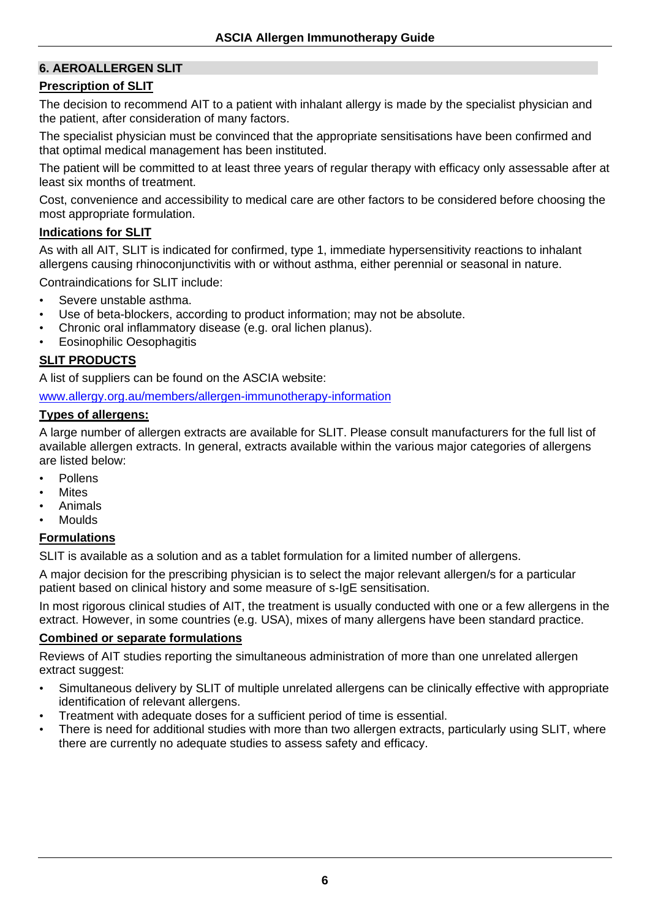## 6. AEROALLERGEN SLIT

### Prescription of SLIT

The decision to recommend AIT to a patient with inhalant allergy is made by the specialist physician and the patient, after consideration of many factors.

The specialist physician must be convinced that the appropriate sensitisations have been confirmed and that optimal medical management has been instituted.

The patient will be committed to at least three years of regular therapy with efficacy only assessable after at least six months of treatment.

Cost, convenience and accessibility to medical care are other factors to be considered before choosing the most appropriate formulation.

### Indications for SLIT

As with all AIT, SLIT is indicated for confirmed, type 1, immediate hypersensitivity reactions to inhalant allergens causing rhinoconjunctivitis with or without asthma, either perennial or seasonal in nature.

Contraindications for SLIT include:

- Severe unstable asthma.
- Use of beta-blockers, according to product information; may not be absolute.
- Chronic oral inflammatory disease (e.g. oral lichen planus).
- Eosinophilic Oesophagitis

### SLIT PRODUCTS

A list of suppliers can be found on the ASCIA website:

www.allergy.org.au/members/allergen-immunotherapy-information

### Types of allergens:

A large number of allergen extracts are available for SLIT. Please consult manufacturers for the full list of available allergen extracts. In general, extracts available within the various major categories of allergens are listed below:

- Pollens
- Mites
- Animals
- Moulds

### Formulations

SLIT is available as a solution and as a tablet formulation for a limited number of allergens.

A major decision for the prescribing physician is to select the major relevant allergen/s for a particular patient based on clinical history and some measure of s-IgE sensitisation.

In most rigorous clinical studies of AIT, the treatment is usually conducted with one or a few allergens in the extract. However, in some countries (e.g. USA), mixes of many allergens have been standard practice.

### Combined or separate formulations

Reviews of AIT studies reporting the simultaneous administration of more than one unrelated allergen extract suggest:

- Simultaneous delivery by SLIT of multiple unrelated allergens can be clinically effective with appropriate identification of relevant allergens.
- Treatment with adequate doses for a sufficient period of time is essential.
- There is need for additional studies with more than two allergen extracts, particularly using SLIT, where there are currently no adequate studies to assess safety and efficacy.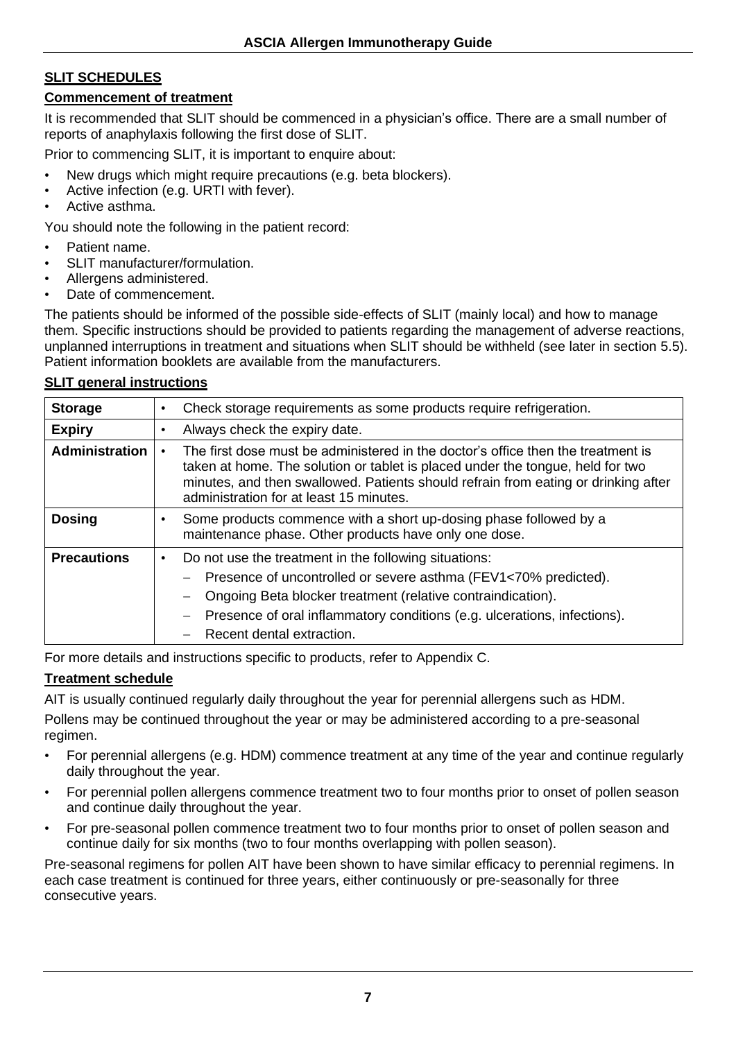## SLIT SCHEDULES

### Commencement of treatment

It is recommended that SLIT should be commenced in a physician's office. There are a small number of reports of anaphylaxis following the first dose of SLIT.

Prior to commencing SLIT, it is important to enquire about:

- New drugs which might require precautions (e.g. beta blockers).
- Active infection (e.g. URTI with fever).
- Active asthma.

You should note the following in the patient record:

- Patient name.
- SLIT manufacturer/formulation.
- Allergens administered.
- Date of commencement.

The patients should be informed of the possible side-effects of SLIT (mainly local) and how to manage them. Specific instructions should be provided to patients regarding the management of adverse reactions, unplanned interruptions in treatment and situations when SLIT should be withheld (see later in section 5.5). Patient information booklets are available from the manufacturers.

### SLIT general instructions

| | |
|---|---|
| **Storage** | • Check storage requirements as some products require refrigeration. |
| **Expiry** | • Always check the expiry date. |
| **Administration** | • The first dose must be administered in the doctor's office then the treatment is taken at home. The solution or tablet is placed under the tongue, held for two minutes, and then swallowed. Patients should refrain from eating or drinking after administration for at least 15 minutes. |
| **Dosing** | • Some products commence with a short up-dosing phase followed by a maintenance phase. Other products have only one dose. |
| **Precautions** | • Do not use the treatment in the following situations: <br> – Presence of uncontrolled or severe asthma (FEV1<70% predicted). <br> – Ongoing Beta blocker treatment (relative contraindication). <br> – Presence of oral inflammatory conditions (e.g. ulcerations, infections). <br> – Recent dental extraction. |

For more details and instructions specific to products, refer to Appendix C.

### Treatment schedule

AIT is usually continued regularly daily throughout the year for perennial allergens such as HDM.

Pollens may be continued throughout the year or may be administered according to a pre-seasonal regimen.

- For perennial allergens (e.g. HDM) commence treatment at any time of the year and continue regularly daily throughout the year.
- For perennial pollen allergens commence treatment two to four months prior to onset of pollen season and continue daily throughout the year.
- For pre-seasonal pollen commence treatment two to four months prior to onset of pollen season and continue daily for six months (two to four months overlapping with pollen season).

Pre-seasonal regimens for pollen AIT have been shown to have similar efficacy to perennial regimens. In each case treatment is continued for three years, either continuously or pre-seasonally for three consecutive years.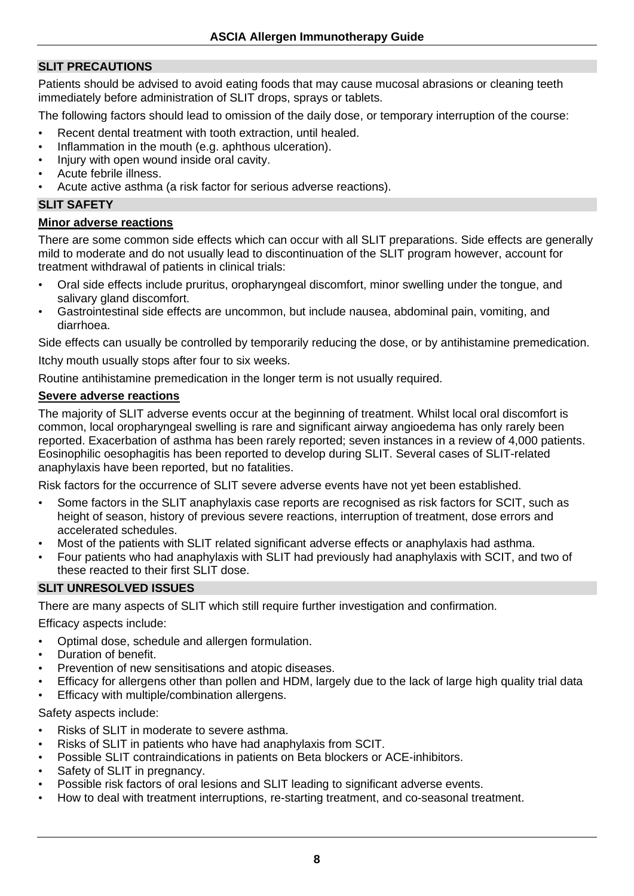## SLIT PRECAUTIONS

Patients should be advised to avoid eating foods that may cause mucosal abrasions or cleaning teeth immediately before administration of SLIT drops, sprays or tablets.

The following factors should lead to omission of the daily dose, or temporary interruption of the course:

- Recent dental treatment with tooth extraction, until healed.
- Inflammation in the mouth (e.g. aphthous ulceration).
- Injury with open wound inside oral cavity.
- Acute febrile illness.
- Acute active asthma (a risk factor for serious adverse reactions).

## SLIT SAFETY

### Minor adverse reactions

There are some common side effects which can occur with all SLIT preparations. Side effects are generally mild to moderate and do not usually lead to discontinuation of the SLIT program however, account for treatment withdrawal of patients in clinical trials:

- Oral side effects include pruritus, oropharyngeal discomfort, minor swelling under the tongue, and salivary gland discomfort.
- Gastrointestinal side effects are uncommon, but include nausea, abdominal pain, vomiting, and diarrhoea.

Side effects can usually be controlled by temporarily reducing the dose, or by antihistamine premedication.

Itchy mouth usually stops after four to six weeks.

Routine antihistamine premedication in the longer term is not usually required.

### Severe adverse reactions

The majority of SLIT adverse events occur at the beginning of treatment. Whilst local oral discomfort is common, local oropharyngeal swelling is rare and significant airway angioedema has only rarely been reported. Exacerbation of asthma has been rarely reported; seven instances in a review of 4,000 patients. Eosinophilic oesophagitis has been reported to develop during SLIT. Several cases of SLIT-related anaphylaxis have been reported, but no fatalities.

Risk factors for the occurrence of SLIT severe adverse events have not yet been established.

- Some factors in the SLIT anaphylaxis case reports are recognised as risk factors for SCIT, such as height of season, history of previous severe reactions, interruption of treatment, dose errors and accelerated schedules.
- Most of the patients with SLIT related significant adverse effects or anaphylaxis had asthma.
- Four patients who had anaphylaxis with SLIT had previously had anaphylaxis with SCIT, and two of these reacted to their first SLIT dose.

## SLIT UNRESOLVED ISSUES

There are many aspects of SLIT which still require further investigation and confirmation.

Efficacy aspects include:

- Optimal dose, schedule and allergen formulation.
- Duration of benefit.
- Prevention of new sensitisations and atopic diseases.
- Efficacy for allergens other than pollen and HDM, largely due to the lack of large high quality trial data
- Efficacy with multiple/combination allergens.

Safety aspects include:

- Risks of SLIT in moderate to severe asthma.
- Risks of SLIT in patients who have had anaphylaxis from SCIT.
- Possible SLIT contraindications in patients on Beta blockers or ACE-inhibitors.
- Safety of SLIT in pregnancy.
- Possible risk factors of oral lesions and SLIT leading to significant adverse events.
- How to deal with treatment interruptions, re-starting treatment, and co-seasonal treatment.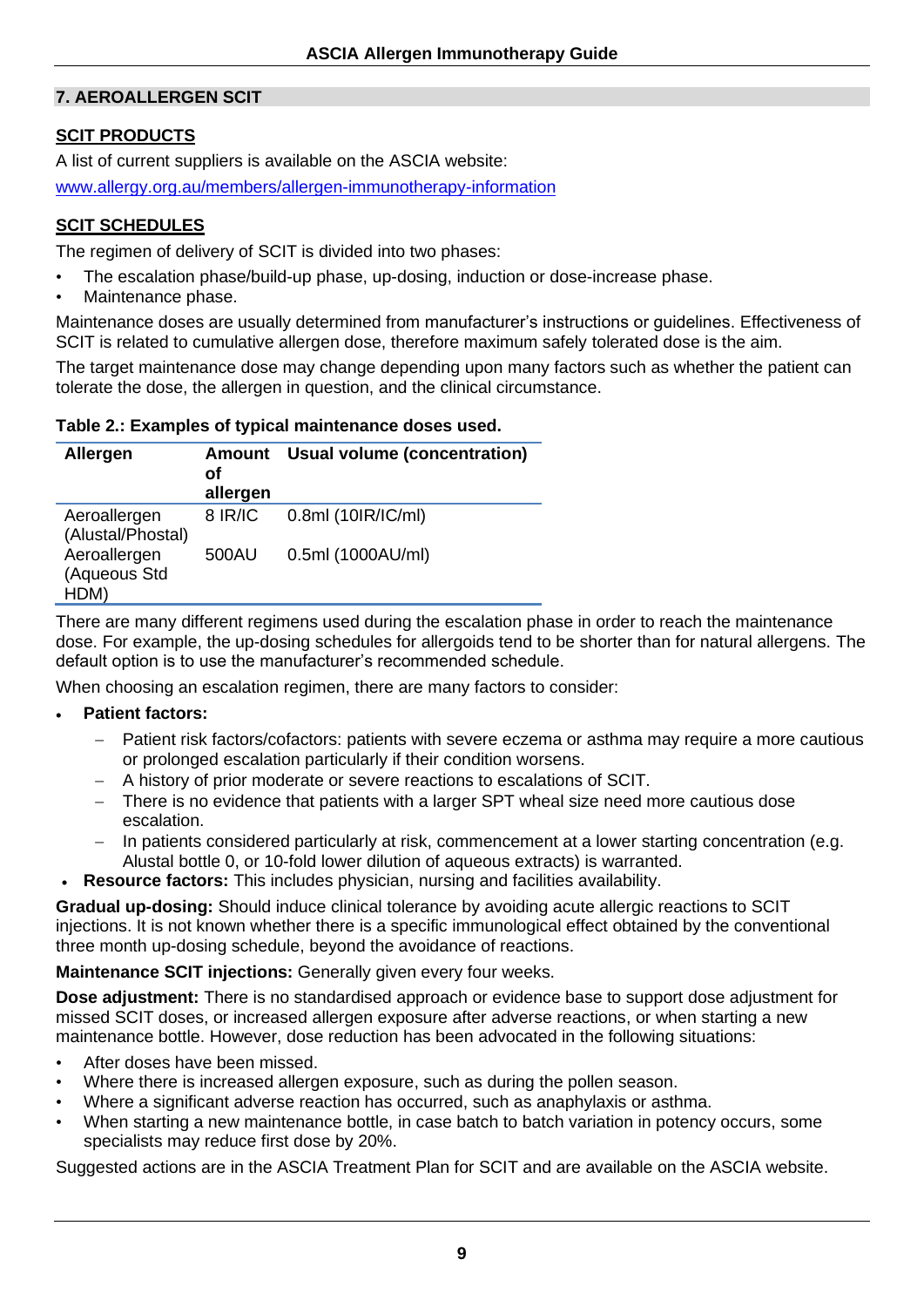## 7. AEROALLERGEN SCIT

### SCIT PRODUCTS

A list of current suppliers is available on the ASCIA website:

www.allergy.org.au/members/allergen-immunotherapy-information

### SCIT SCHEDULES

The regimen of delivery of SCIT is divided into two phases:

- The escalation phase/build-up phase, up-dosing, induction or dose-increase phase.
- Maintenance phase.

Maintenance doses are usually determined from manufacturer's instructions or guidelines. Effectiveness of SCIT is related to cumulative allergen dose, therefore maximum safely tolerated dose is the aim.

The target maintenance dose may change depending upon many factors such as whether the patient can tolerate the dose, the allergen in question, and the clinical circumstance.

**Table 2.: Examples of typical maintenance doses used.**

| Allergen | Amount of allergen | Usual volume (concentration) |
|---|---|---|
| Aeroallergen (Alustal/Phostal) | 8 IR/IC | 0.8ml (10IR/IC/ml) |
| Aeroallergen (Aqueous Std HDM) | 500AU | 0.5ml (1000AU/ml) |

There are many different regimens used during the escalation phase in order to reach the maintenance dose. For example, the up-dosing schedules for allergoids tend to be shorter than for natural allergens. The default option is to use the manufacturer's recommended schedule.

When choosing an escalation regimen, there are many factors to consider:

- **Patient factors:**
  - Patient risk factors/cofactors: patients with severe eczema or asthma may require a more cautious or prolonged escalation particularly if their condition worsens.
  - A history of prior moderate or severe reactions to escalations of SCIT.
  - There is no evidence that patients with a larger SPT wheal size need more cautious dose escalation.
  - In patients considered particularly at risk, commencement at a lower starting concentration (e.g. Alustal bottle 0, or 10-fold lower dilution of aqueous extracts) is warranted.
- **Resource factors:** This includes physician, nursing and facilities availability.

**Gradual up-dosing:** Should induce clinical tolerance by avoiding acute allergic reactions to SCIT injections. It is not known whether there is a specific immunological effect obtained by the conventional three month up-dosing schedule, beyond the avoidance of reactions.

**Maintenance SCIT injections:** Generally given every four weeks.

**Dose adjustment:** There is no standardised approach or evidence base to support dose adjustment for missed SCIT doses, or increased allergen exposure after adverse reactions, or when starting a new maintenance bottle. However, dose reduction has been advocated in the following situations:

- After doses have been missed.
- Where there is increased allergen exposure, such as during the pollen season.
- Where a significant adverse reaction has occurred, such as anaphylaxis or asthma.
- When starting a new maintenance bottle, in case batch to batch variation in potency occurs, some specialists may reduce first dose by 20%.

Suggested actions are in the ASCIA Treatment Plan for SCIT and are available on the ASCIA website.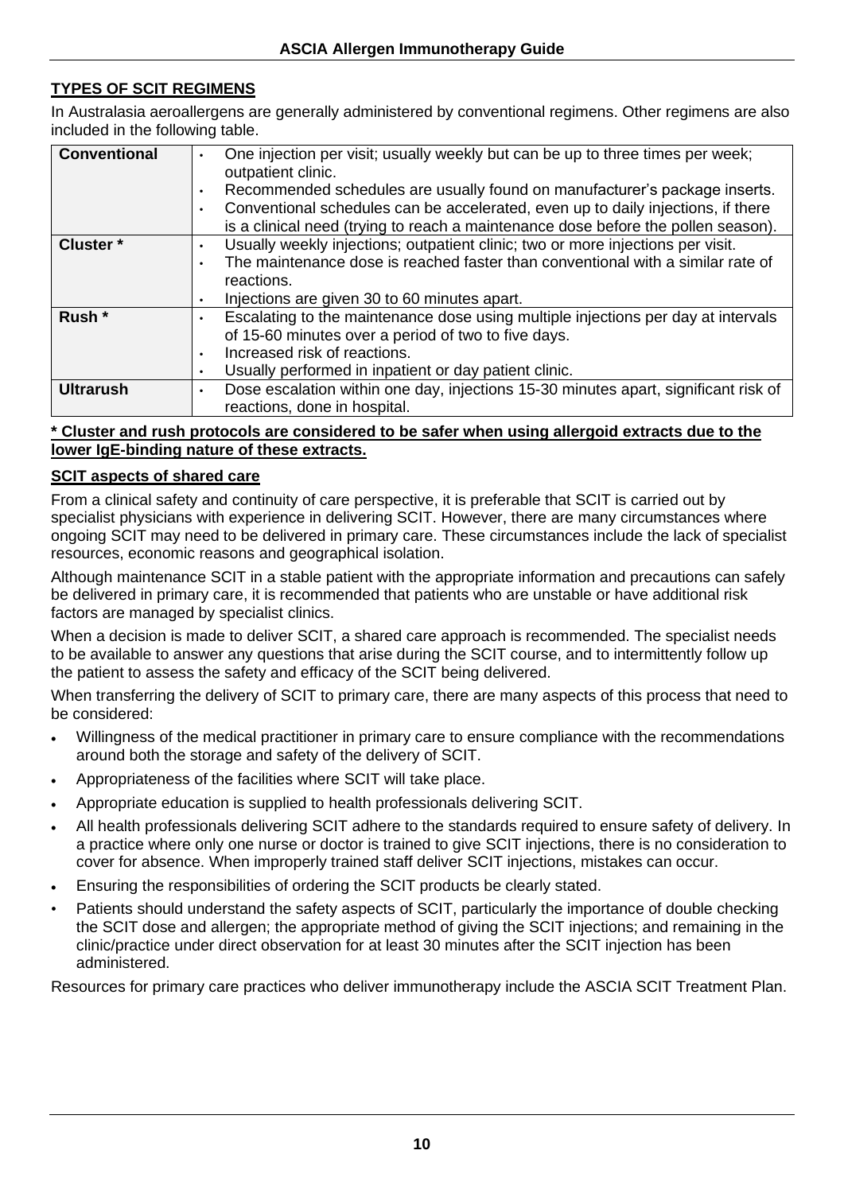## TYPES OF SCIT REGIMENS

In Australasia aeroallergens are generally administered by conventional regimens. Other regimens are also included in the following table.

| | |
|---|---|
| **Conventional** | • One injection per visit; usually weekly but can be up to three times per week; outpatient clinic.<br>• Recommended schedules are usually found on manufacturer's package inserts.<br>• Conventional schedules can be accelerated, even up to daily injections, if there is a clinical need (trying to reach a maintenance dose before the pollen season). |
| **Cluster *** | • Usually weekly injections; outpatient clinic; two or more injections per visit.<br>• The maintenance dose is reached faster than conventional with a similar rate of reactions.<br>• Injections are given 30 to 60 minutes apart. |
| **Rush *** | • Escalating to the maintenance dose using multiple injections per day at intervals of 15-60 minutes over a period of two to five days.<br>• Increased risk of reactions.<br>• Usually performed in inpatient or day patient clinic. |
| **Ultrarush** | • Dose escalation within one day, injections 15-30 minutes apart, significant risk of reactions, done in hospital. |

**\* Cluster and rush protocols are considered to be safer when using allergoid extracts due to the lower IgE-binding nature of these extracts.**

### SCIT aspects of shared care

From a clinical safety and continuity of care perspective, it is preferable that SCIT is carried out by specialist physicians with experience in delivering SCIT. However, there are many circumstances where ongoing SCIT may need to be delivered in primary care. These circumstances include the lack of specialist resources, economic reasons and geographical isolation.

Although maintenance SCIT in a stable patient with the appropriate information and precautions can safely be delivered in primary care, it is recommended that patients who are unstable or have additional risk factors are managed by specialist clinics.

When a decision is made to deliver SCIT, a shared care approach is recommended. The specialist needs to be available to answer any questions that arise during the SCIT course, and to intermittently follow up the patient to assess the safety and efficacy of the SCIT being delivered.

When transferring the delivery of SCIT to primary care, there are many aspects of this process that need to be considered:

- Willingness of the medical practitioner in primary care to ensure compliance with the recommendations around both the storage and safety of the delivery of SCIT.
- Appropriateness of the facilities where SCIT will take place.
- Appropriate education is supplied to health professionals delivering SCIT.
- All health professionals delivering SCIT adhere to the standards required to ensure safety of delivery. In a practice where only one nurse or doctor is trained to give SCIT injections, there is no consideration to cover for absence. When improperly trained staff deliver SCIT injections, mistakes can occur.
- Ensuring the responsibilities of ordering the SCIT products be clearly stated.
- Patients should understand the safety aspects of SCIT, particularly the importance of double checking the SCIT dose and allergen; the appropriate method of giving the SCIT injections; and remaining in the clinic/practice under direct observation for at least 30 minutes after the SCIT injection has been administered.

Resources for primary care practices who deliver immunotherapy include the ASCIA SCIT Treatment Plan.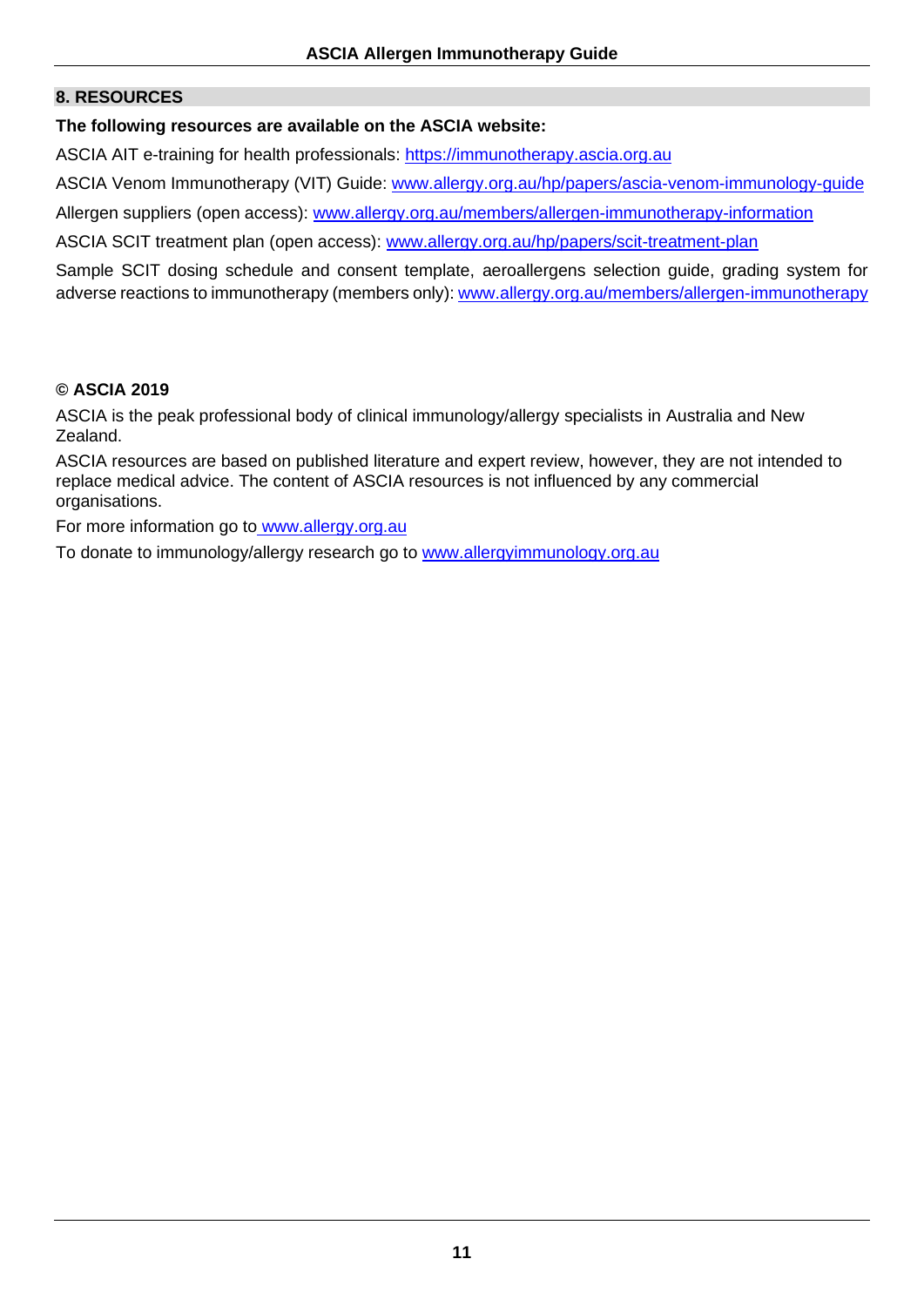## 8. RESOURCES

**The following resources are available on the ASCIA website:**

ASCIA AIT e-training for health professionals: https://immunotherapy.ascia.org.au

ASCIA Venom Immunotherapy (VIT) Guide: www.allergy.org.au/hp/papers/ascia-venom-immunology-guide

Allergen suppliers (open access): www.allergy.org.au/members/allergen-immunotherapy-information

ASCIA SCIT treatment plan (open access): www.allergy.org.au/hp/papers/scit-treatment-plan

Sample SCIT dosing schedule and consent template, aeroallergens selection guide, grading system for adverse reactions to immunotherapy (members only): www.allergy.org.au/members/allergen-immunotherapy

**© ASCIA 2019**

ASCIA is the peak professional body of clinical immunology/allergy specialists in Australia and New Zealand.

ASCIA resources are based on published literature and expert review, however, they are not intended to replace medical advice. The content of ASCIA resources is not influenced by any commercial organisations.

For more information go to www.allergy.org.au

To donate to immunology/allergy research go to www.allergyimmunology.org.au